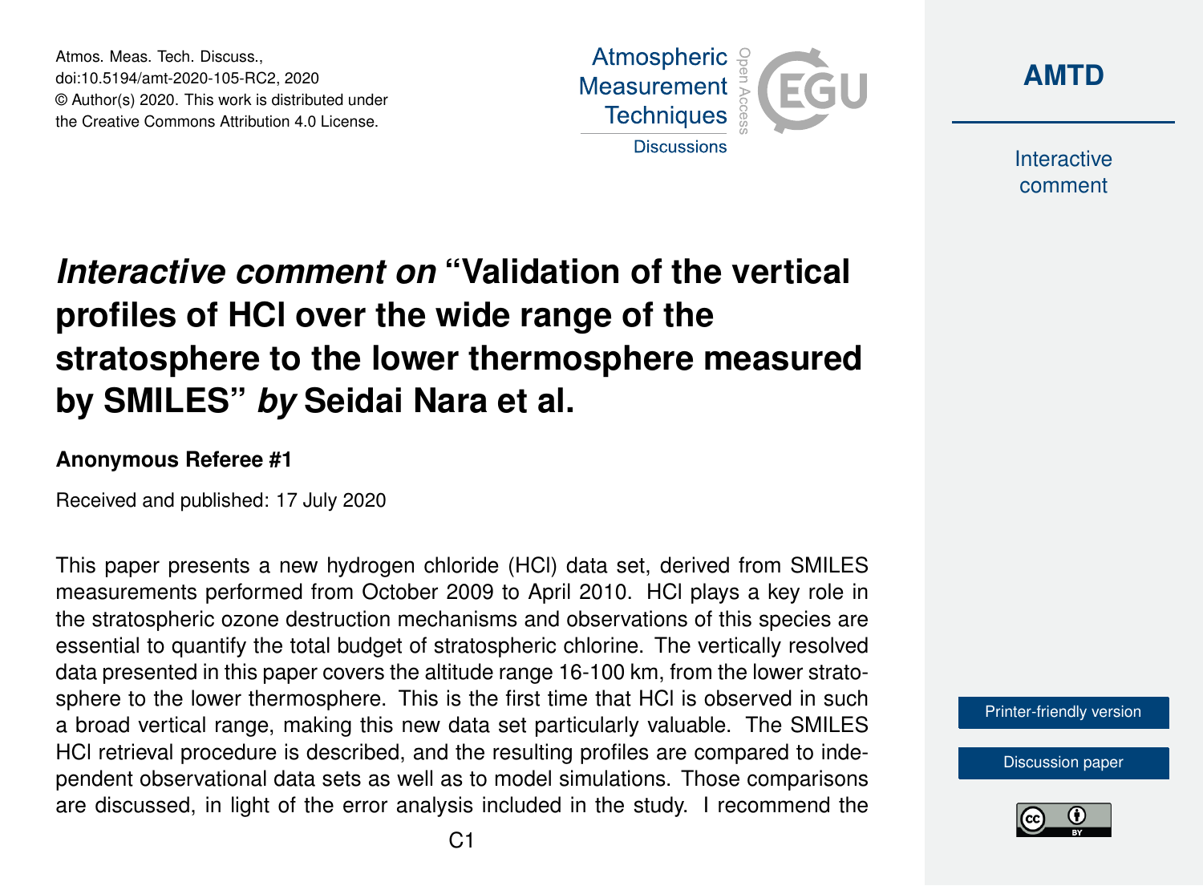Atmos. Meas. Tech. Discuss.,
doi:10.5194/amt-2020-105-RC2, 2020
© Author(s) 2020. This work is distributed under
the Creative Commons Attribution 4.0 License.

# *Interactive comment on* "Validation of the vertical profiles of HCl over the wide range of the stratosphere to the lower thermosphere measured by SMILES" *by* Seidai Nara et al.

**Anonymous Referee #1**

Received and published: 17 July 2020

This paper presents a new hydrogen chloride (HCl) data set, derived from SMILES measurements performed from October 2009 to April 2010. HCl plays a key role in the stratospheric ozone destruction mechanisms and observations of this species are essential to quantify the total budget of stratospheric chlorine. The vertically resolved data presented in this paper covers the altitude range 16-100 km, from the lower stratosphere to the lower thermosphere. This is the first time that HCl is observed in such a broad vertical range, making this new data set particularly valuable. The SMILES HCl retrieval procedure is described, and the resulting profiles are compared to independent observational data sets as well as to model simulations. Those comparisons are discussed, in light of the error analysis included in the study. I recommend the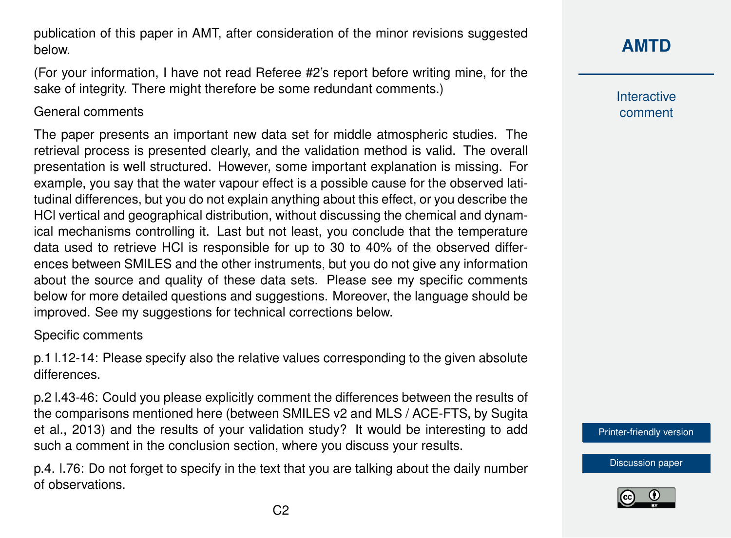publication of this paper in AMT, after consideration of the minor revisions suggested below.

(For your information, I have not read Referee #2's report before writing mine, for the sake of integrity. There might therefore be some redundant comments.)

General comments

The paper presents an important new data set for middle atmospheric studies. The retrieval process is presented clearly, and the validation method is valid. The overall presentation is well structured. However, some important explanation is missing. For example, you say that the water vapour effect is a possible cause for the observed latitudinal differences, but you do not explain anything about this effect, or you describe the HCl vertical and geographical distribution, without discussing the chemical and dynamical mechanisms controlling it. Last but not least, you conclude that the temperature data used to retrieve HCl is responsible for up to 30 to 40% of the observed differences between SMILES and the other instruments, but you do not give any information about the source and quality of these data sets. Please see my specific comments below for more detailed questions and suggestions. Moreover, the language should be improved. See my suggestions for technical corrections below.

Specific comments

p.1 l.12-14: Please specify also the relative values corresponding to the given absolute differences.

p.2 l.43-46: Could you please explicitly comment the differences between the results of the comparisons mentioned here (between SMILES v2 and MLS / ACE-FTS, by Sugita et al., 2013) and the results of your validation study? It would be interesting to add such a comment in the conclusion section, where you discuss your results.

p.4. l.76: Do not forget to specify in the text that you are talking about the daily number of observations.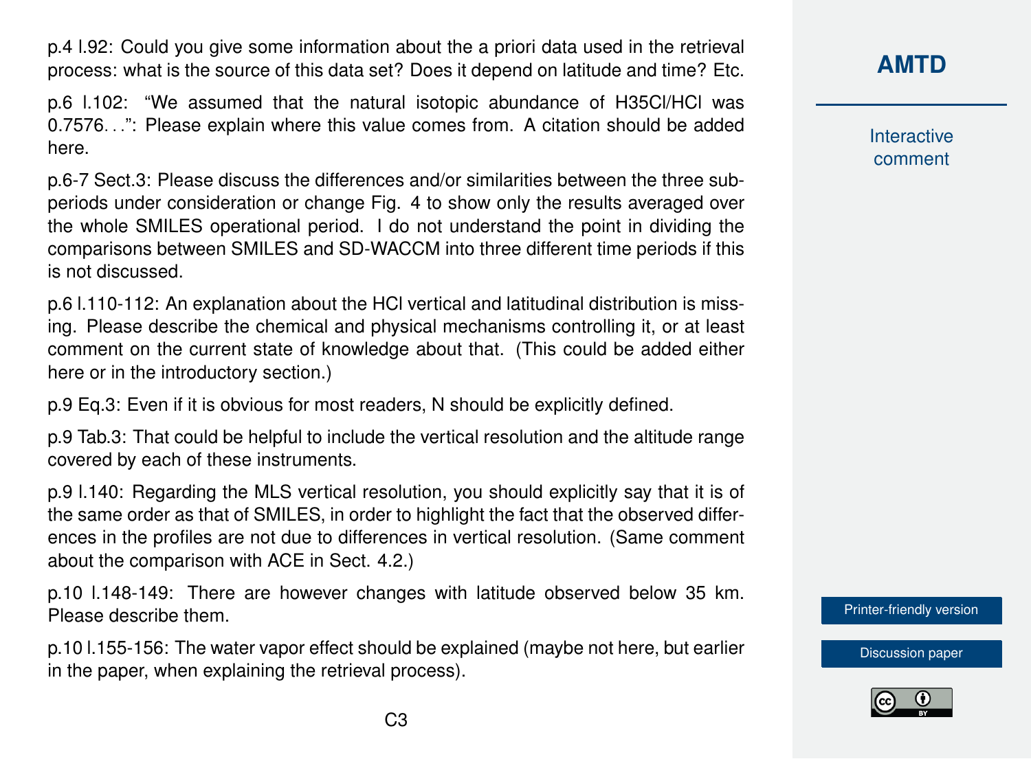p.4 l.92: Could you give some information about the a priori data used in the retrieval process: what is the source of this data set? Does it depend on latitude and time? Etc.

p.6 l.102: "We assumed that the natural isotopic abundance of $H^{35}Cl/HCl$ was 0.7576...": Please explain where this value comes from. A citation should be added here.

p.6-7 Sect.3: Please discuss the differences and/or similarities between the three sub-periods under consideration or change Fig. 4 to show only the results averaged over the whole SMILES operational period. I do not understand the point in dividing the comparisons between SMILES and SD-WACCM into three different time periods if this is not discussed.

p.6 l.110-112: An explanation about the HCl vertical and latitudinal distribution is missing. Please describe the chemical and physical mechanisms controlling it, or at least comment on the current state of knowledge about that. (This could be added either here or in the introductory section.)

p.9 Eq.3: Even if it is obvious for most readers, N should be explicitly defined.

p.9 Tab.3: That could be helpful to include the vertical resolution and the altitude range covered by each of these instruments.

p.9 l.140: Regarding the MLS vertical resolution, you should explicitly say that it is of the same order as that of SMILES, in order to highlight the fact that the observed differences in the profiles are not due to differences in vertical resolution. (Same comment about the comparison with ACE in Sect. 4.2.)

p.10 l.148-149: There are however changes with latitude observed below 35 km. Please describe them.

p.10 l.155-156: The water vapor effect should be explained (maybe not here, but earlier in the paper, when explaining the retrieval process).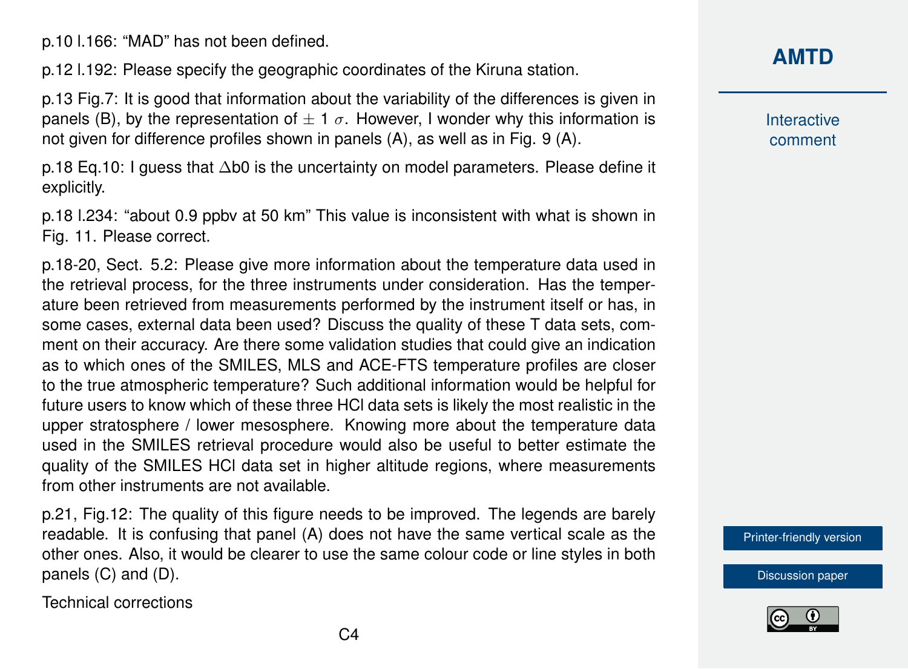p.10 l.166: "MAD" has not been defined.

p.12 l.192: Please specify the geographic coordinates of the Kiruna station.

p.13 Fig.7: It is good that information about the variability of the differences is given in panels (B), by the representation of $\pm$ 1 $\sigma$. However, I wonder why this information is not given for difference profiles shown in panels (A), as well as in Fig. 9 (A).

p.18 Eq.10: I guess that $\Delta b0$ is the uncertainty on model parameters. Please define it explicitly.

p.18 l.234: "about 0.9 ppbv at 50 km" This value is inconsistent with what is shown in Fig. 11. Please correct.

p.18-20, Sect. 5.2: Please give more information about the temperature data used in the retrieval process, for the three instruments under consideration. Has the temperature been retrieved from measurements performed by the instrument itself or has, in some cases, external data been used? Discuss the quality of these T data sets, comment on their accuracy. Are there some validation studies that could give an indication as to which ones of the SMILES, MLS and ACE-FTS temperature profiles are closer to the true atmospheric temperature? Such additional information would be helpful for future users to know which of these three HCl data sets is likely the most realistic in the upper stratosphere / lower mesosphere. Knowing more about the temperature data used in the SMILES retrieval procedure would also be useful to better estimate the quality of the SMILES HCl data set in higher altitude regions, where measurements from other instruments are not available.

p.21, Fig.12: The quality of this figure needs to be improved. The legends are barely readable. It is confusing that panel (A) does not have the same vertical scale as the other ones. Also, it would be clearer to use the same colour code or line styles in both panels (C) and (D).

Technical corrections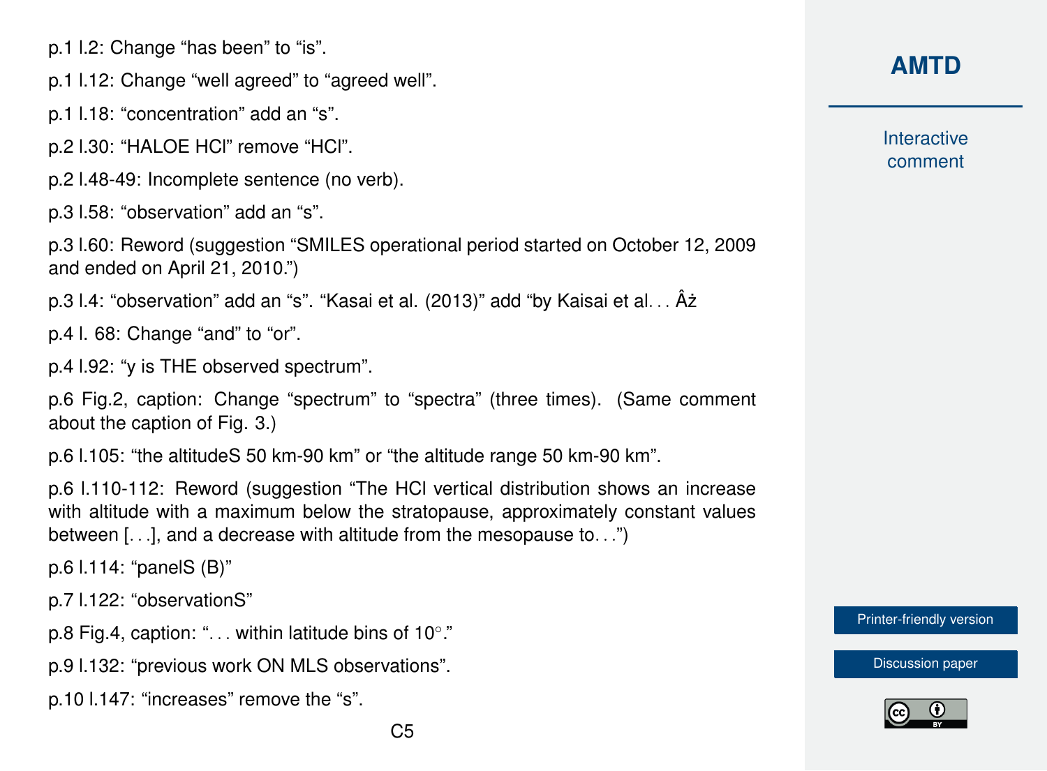p.1 l.2: Change “has been” to “is”.

p.1 l.12: Change “well agreed” to “agreed well”.

p.1 l.18: “concentration” add an “s”.

p.2 l.30: “HALOE HCl” remove “HCl”.

p.2 l.48-49: Incomplete sentence (no verb).

p.3 l.58: “observation” add an “s”.

p.3 l.60: Reword (suggestion “SMILES operational period started on October 12, 2009 and ended on April 21, 2010.”)

p.3 l.4: “observation” add an “s”. “Kasai et al. (2013)” add “by Kaisai et al. . . Âż

p.4 l. 68: Change “and” to “or”.

p.4 l.92: “y is THE observed spectrum”.

p.6 Fig.2, caption: Change “spectrum” to “spectra” (three times). (Same comment about the caption of Fig. 3.)

p.6 l.105: “the altitudeS 50 km-90 km” or “the altitude range 50 km-90 km”.

p.6 l.110-112: Reword (suggestion “The HCl vertical distribution shows an increase with altitude with a maximum below the stratopause, approximately constant values between [. . .], and a decrease with altitude from the mesopause to. . .”)

p.6 l.114: “panelS (B)”

p.7 l.122: “observationS”

p.8 Fig.4, caption: “. . . within latitude bins of 10°.”

p.9 l.132: “previous work ON MLS observations”.

p.10 l.147: “increases” remove the “s”.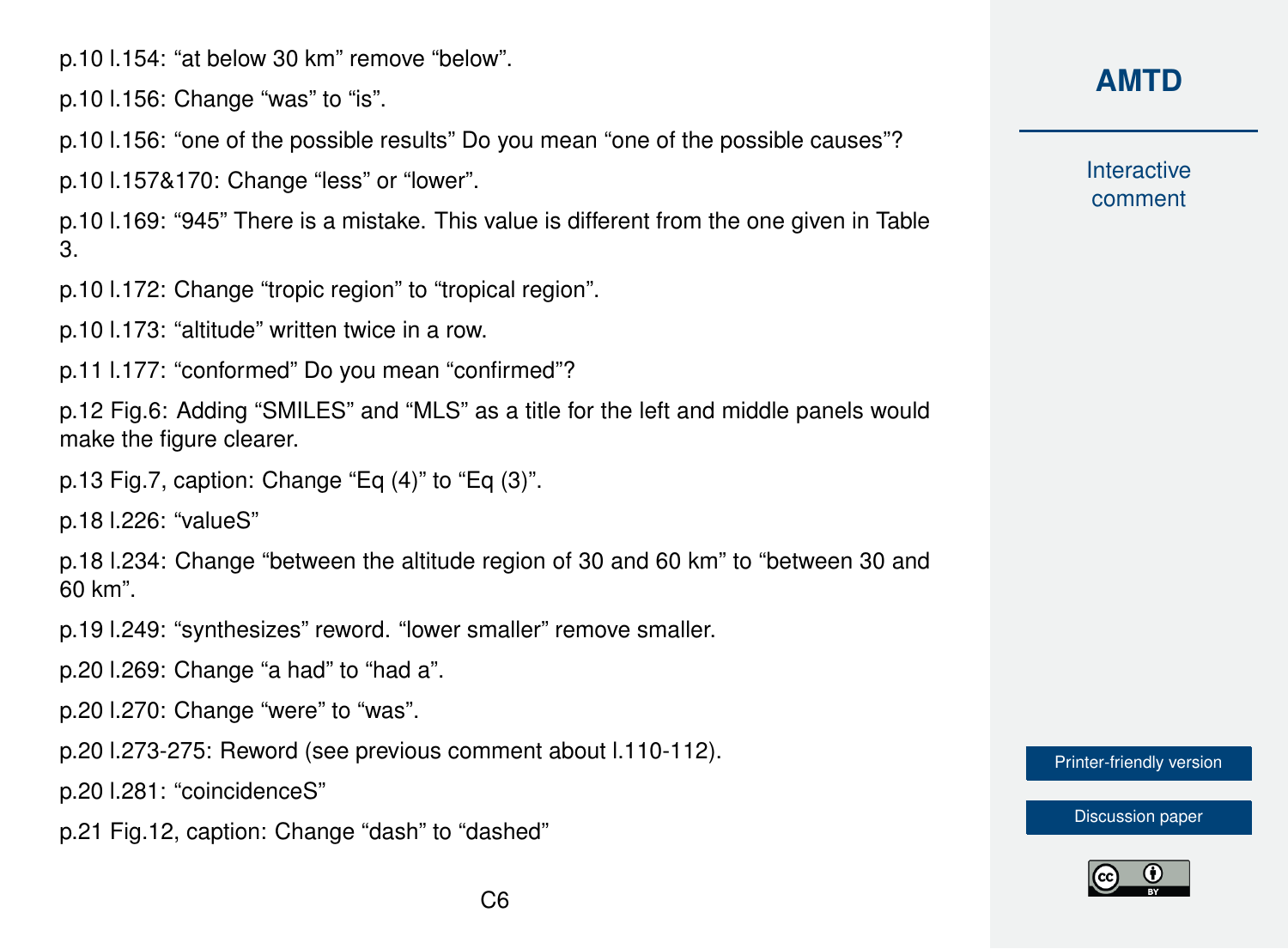p.10 l.154: “at below 30 km” remove “below”.

p.10 l.156: Change “was” to “is”.

p.10 l.156: “one of the possible results” Do you mean “one of the possible causes”?

p.10 l.157&170: Change “less” or “lower”.

p.10 l.169: “945” There is a mistake. This value is different from the one given in Table 3.

p.10 l.172: Change “tropic region” to “tropical region”.

p.10 l.173: “altitude” written twice in a row.

p.11 l.177: “conformed” Do you mean “confirmed”?

p.12 Fig.6: Adding “SMILES” and “MLS” as a title for the left and middle panels would make the figure clearer.

p.13 Fig.7, caption: Change “Eq (4)” to “Eq (3)”.

p.18 l.226: “valueS”

p.18 l.234: Change “between the altitude region of 30 and 60 km” to “between 30 and 60 km”.

p.19 l.249: “synthesizes” reword. “lower smaller” remove smaller.

p.20 l.269: Change “a had” to “had a”.

p.20 l.270: Change “were” to “was”.

p.20 l.273-275: Reword (see previous comment about l.110-112).

p.20 l.281: “coincidenceS”

p.21 Fig.12, caption: Change “dash” to “dashed”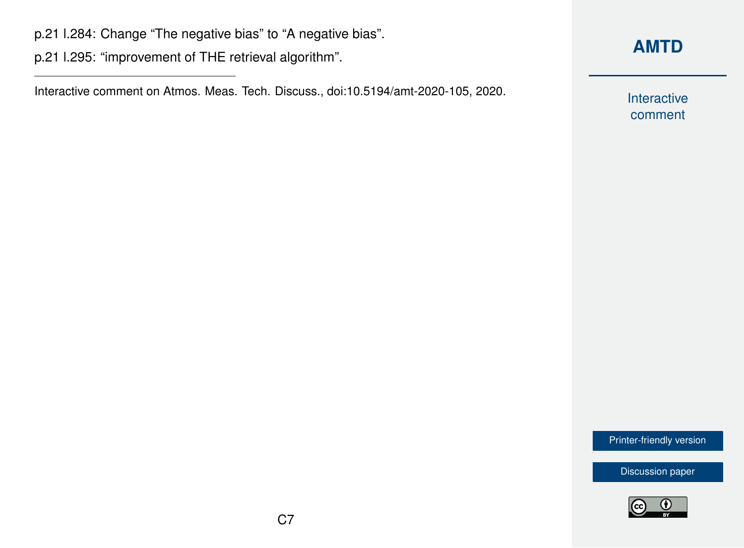p.21 l.284: Change “The negative bias” to “A negative bias”.

p.21 l.295: “improvement of THE retrieval algorithm”.

---

Interactive comment on Atmos. Meas. Tech. Discuss., doi:10.5194/amt-2020-105, 2020.